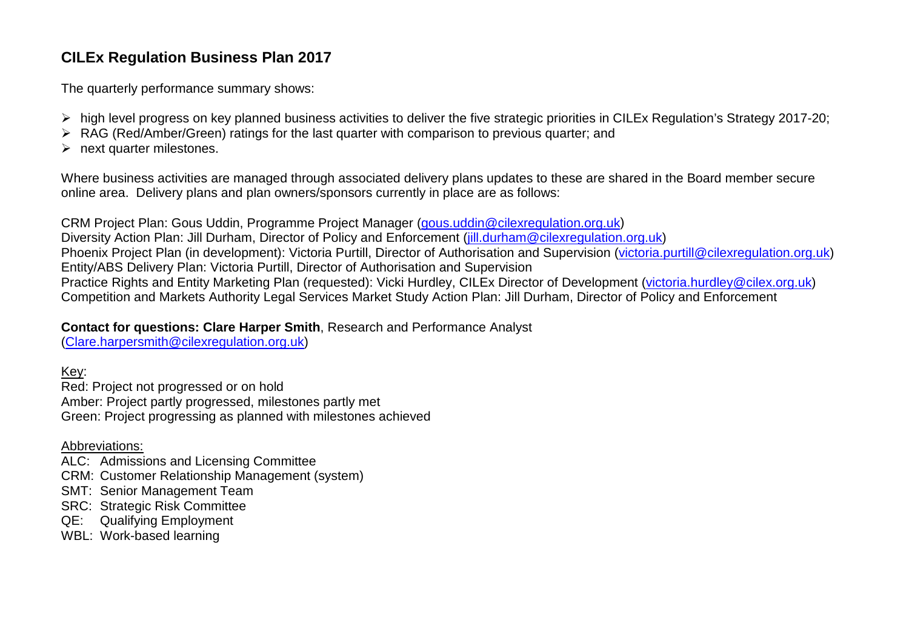# CILEx Regulation Business Plan 2017

The quarterly performance summary shows:

- high level progress on key planned business activities to deliver the five strategic priorities in CILEx Regulation's Strategy 2017-20;
- RAG (Red/Amber/Green) ratings for the last quarter with comparison to previous quarter; and
- next quarter milestones.

Where business activities are managed through associated delivery plans updates to these are shared in the Board member secure online area. Delivery plans and plan owners/sponsors currently in place are as follows:

CRM Project Plan: Gous Uddin, Programme Project Manager (gous.uddin@cilexregulation.org.uk)
Diversity Action Plan: Jill Durham, Director of Policy and Enforcement (jill.durham@cilexregulation.org.uk)
Phoenix Project Plan (in development): Victoria Purtill, Director of Authorisation and Supervision (victoria.purtill@cilexregulation.org.uk)
Entity/ABS Delivery Plan: Victoria Purtill, Director of Authorisation and Supervision
Practice Rights and Entity Marketing Plan (requested): Vicki Hurdley, CILEx Director of Development (victoria.hurdley@cilex.org.uk)
Competition and Markets Authority Legal Services Market Study Action Plan: Jill Durham, Director of Policy and Enforcement

**Contact for questions: Clare Harper Smith**, Research and Performance Analyst
(Clare.harpersmith@cilexregulation.org.uk)

Key:
Red: Project not progressed or on hold
Amber: Project partly progressed, milestones partly met
Green: Project progressing as planned with milestones achieved

Abbreviations:
ALC: Admissions and Licensing Committee
CRM: Customer Relationship Management (system)
SMT: Senior Management Team
SRC: Strategic Risk Committee
QE: Qualifying Employment
WBL: Work-based learning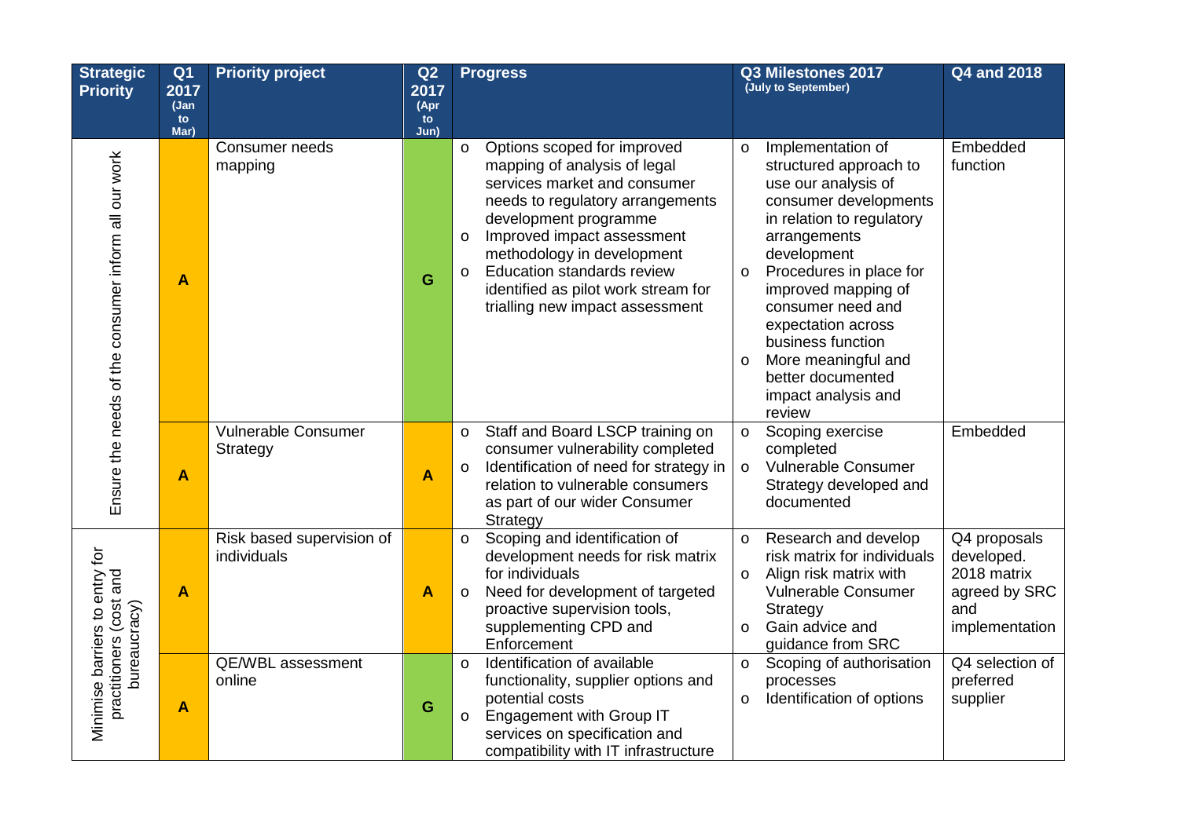| Strategic Priority | Q1 2017 (Jan to Mar) | Priority project | Q2 2017 (Apr to Jun) | Progress | Q3 Milestones 2017 (July to September) | Q4 and 2018 |
|---|---|---|---|---|---|---|
| Ensure the needs of the consumer inform all our work | A | Consumer needs mapping | G | o Options scoped for improved mapping of analysis of legal services market and consumer needs to regulatory arrangements development programme<br>o Improved impact assessment methodology in development<br>o Education standards review identified as pilot work stream for trialling new impact assessment | o Implementation of structured approach to use our analysis of consumer developments in relation to regulatory arrangements development<br>o Procedures in place for improved mapping of consumer need and expectation across business function<br>o More meaningful and better documented impact analysis and review | Embedded function |
| | A | Vulnerable Consumer Strategy | A | o Staff and Board LSCP training on consumer vulnerability completed<br>o Identification of need for strategy in relation to vulnerable consumers as part of our wider Consumer Strategy | o Scoping exercise completed<br>o Vulnerable Consumer Strategy developed and documented | Embedded |
| Minimise barriers to entry for practitioners (cost and bureaucracy) | A | Risk based supervision of individuals | A | o Scoping and identification of development needs for risk matrix for individuals<br>o Need for development of targeted proactive supervision tools, supplementing CPD and Enforcement | o Research and develop risk matrix for individuals<br>o Align risk matrix with Vulnerable Consumer Strategy<br>o Gain advice and guidance from SRC | Q4 proposals developed. 2018 matrix agreed by SRC and implementation |
| | A | QE/WBL assessment online | G | o Identification of available functionality, supplier options and potential costs<br>o Engagement with Group IT services on specification and compatibility with IT infrastructure | o Scoping of authorisation processes<br>o Identification of options | Q4 selection of preferred supplier |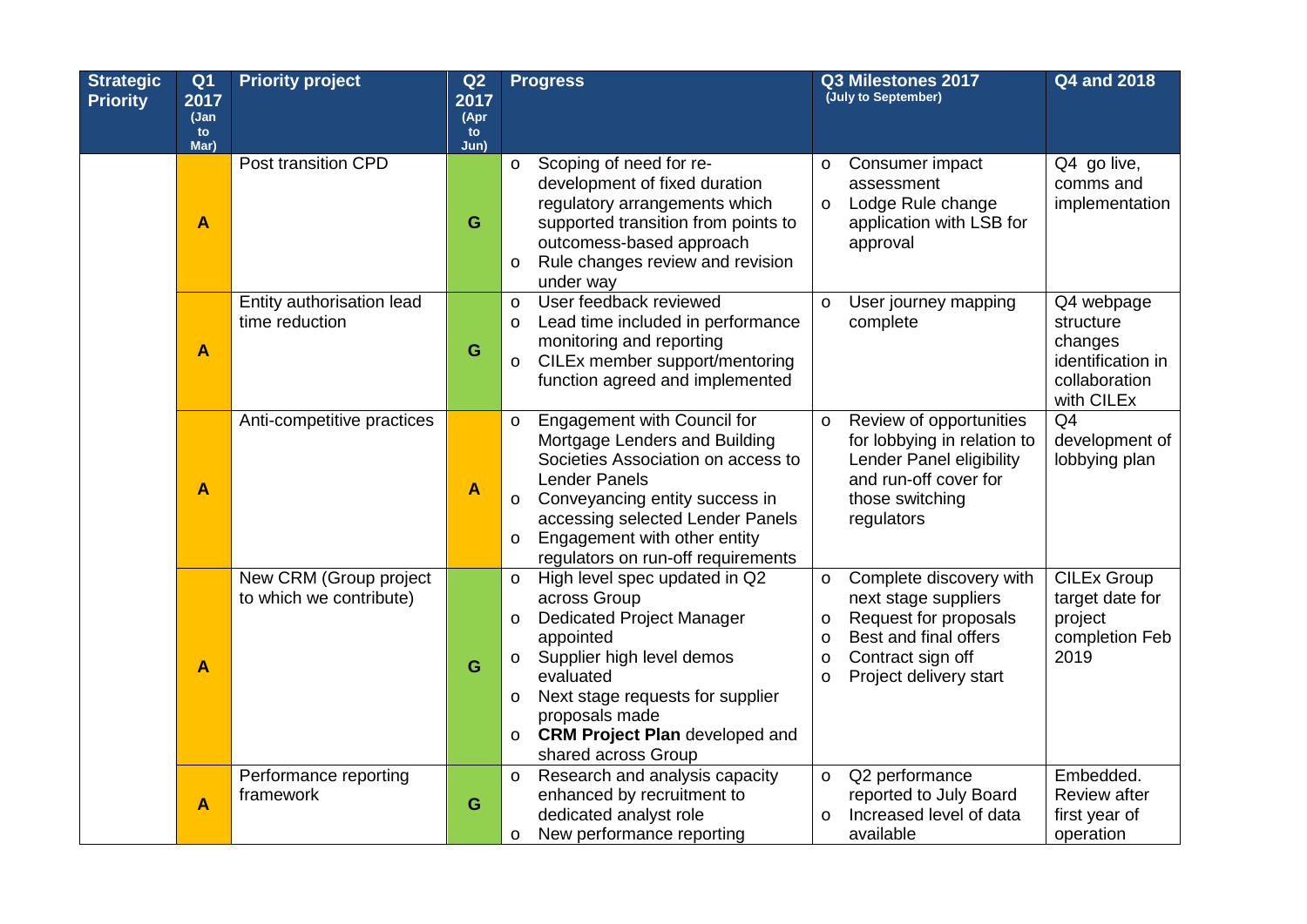| Strategic Priority | Q1 2017 (Jan to Mar) | Priority project | Q2 2017 (Apr to Jun) | Progress | Q3 Milestones 2017 (July to September) | Q4 and 2018 |
|---|---|---|---|---|---|---|
| | A | Post transition CPD | G | o Scoping of need for re-development of fixed duration regulatory arrangements which supported transition from points to outcomess-based approach<br>o Rule changes review and revision under way | o Consumer impact assessment<br>o Lodge Rule change application with LSB for approval | Q4 go live, comms and implementation |
| | A | Entity authorisation lead time reduction | G | o User feedback reviewed<br>o Lead time included in performance monitoring and reporting<br>o CILEx member support/mentoring function agreed and implemented | o User journey mapping complete | Q4 webpage structure changes identification in collaboration with CILEx |
| | A | Anti-competitive practices | A | o Engagement with Council for Mortgage Lenders and Building Societies Association on access to Lender Panels<br>o Conveyancing entity success in accessing selected Lender Panels<br>o Engagement with other entity regulators on run-off requirements | o Review of opportunities for lobbying in relation to Lender Panel eligibility and run-off cover for those switching regulators | Q4 development of lobbying plan |
| | A | New CRM (Group project to which we contribute) | G | o High level spec updated in Q2 across Group<br>o Dedicated Project Manager appointed<br>o Supplier high level demos evaluated<br>o Next stage requests for supplier proposals made<br>o **CRM Project Plan** developed and shared across Group | o Complete discovery with next stage suppliers<br>o Request for proposals<br>o Best and final offers<br>o Contract sign off<br>o Project delivery start | CILEx Group target date for project completion Feb 2019 |
| | A | Performance reporting framework | G | o Research and analysis capacity enhanced by recruitment to dedicated analyst role<br>o New performance reporting | o Q2 performance reported to July Board<br>o Increased level of data available | Embedded. Review after first year of operation |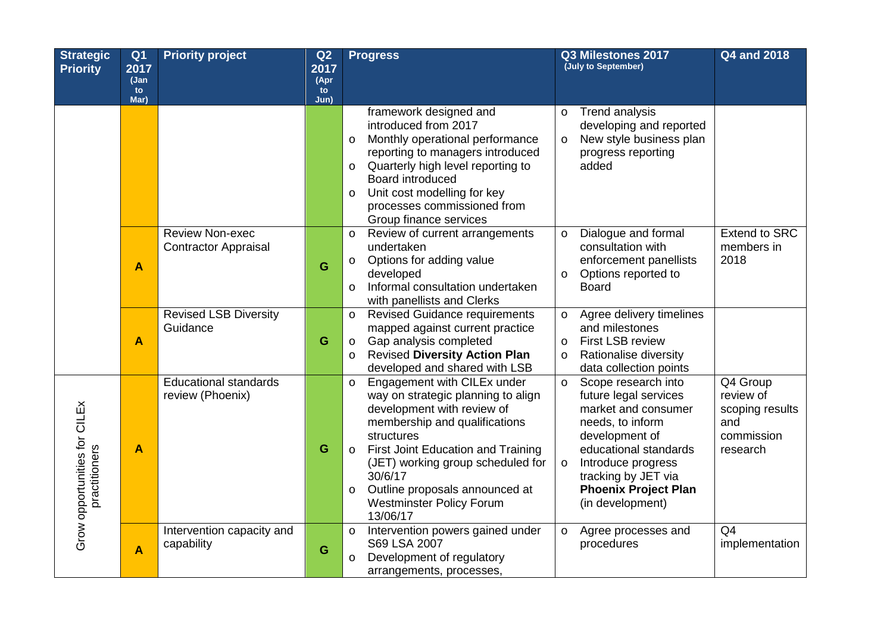| Strategic Priority | Q1 2017 (Jan to Mar) | Priority project | Q2 2017 (Apr to Jun) | Progress | Q3 Milestones 2017 (July to September) | Q4 and 2018 |
|---|---|---|---|---|---|---|
| | | | | framework designed and introduced from 2017<br>o Monthly operational performance reporting to managers introduced<br>o Quarterly high level reporting to Board introduced<br>o Unit cost modelling for key processes commissioned from Group finance services | o Trend analysis developing and reported<br>o New style business plan progress reporting added | |
| | A | Review Non-exec Contractor Appraisal | G | o Review of current arrangements undertaken<br>o Options for adding value developed<br>o Informal consultation undertaken with panellists and Clerks | o Dialogue and formal consultation with enforcement panellists<br>o Options reported to Board | Extend to SRC members in 2018 |
| | A | Revised LSB Diversity Guidance | G | o Revised Guidance requirements mapped against current practice<br>o Gap analysis completed<br>o Revised **Diversity Action Plan** developed and shared with LSB | o Agree delivery timelines and milestones<br>o First LSB review<br>o Rationalise diversity data collection points | |
| Grow opportunities for CILEx practitioners | A | Educational standards review (Phoenix) | G | o Engagement with CILEx under way on strategic planning to align development with review of membership and qualifications structures<br>o First Joint Education and Training (JET) working group scheduled for 30/6/17<br>o Outline proposals announced at Westminster Policy Forum 13/06/17 | o Scope research into future legal services market and consumer needs, to inform development of educational standards<br>o Introduce progress tracking by JET via **Phoenix Project Plan** (in development) | Q4 Group review of scoping results and commission research |
| | A | Intervention capacity and capability | G | o Intervention powers gained under S69 LSA 2007<br>o Development of regulatory arrangements, processes, | o Agree processes and procedures | Q4 implementation |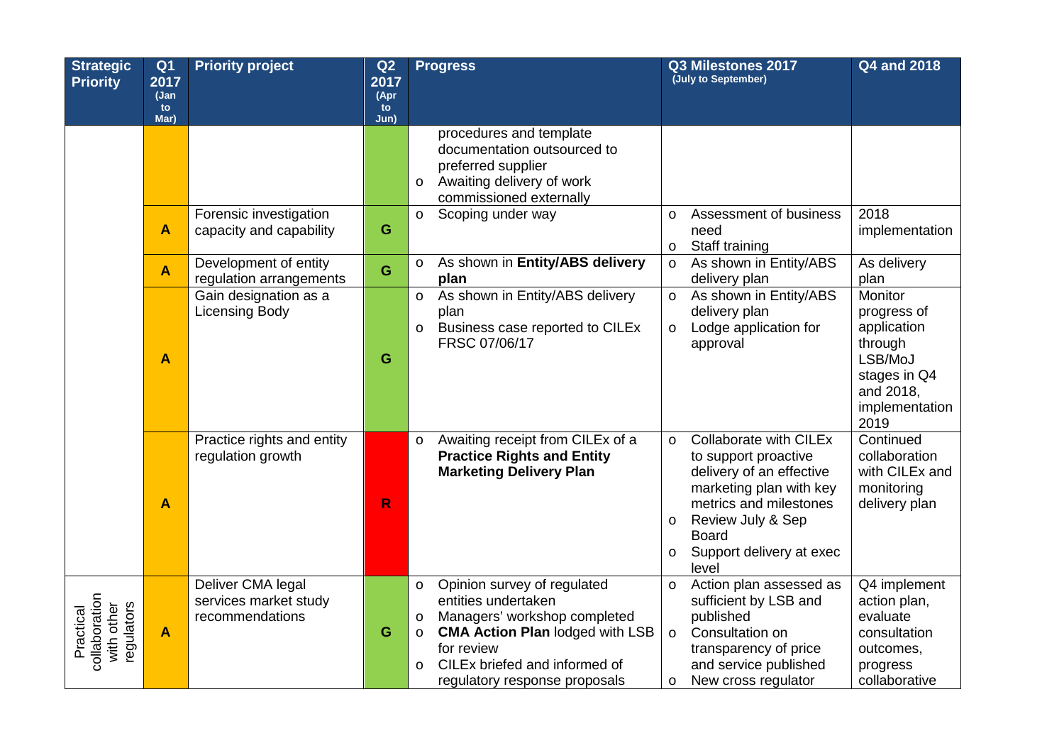| Strategic Priority | Q1 2017 (Jan to Mar) | Priority project | Q2 2017 (Apr to Jun) | Progress | Q3 Milestones 2017 (July to September) | Q4 and 2018 |
|---|---|---|---|---|---|---|
| | | | | procedures and template documentation outsourced to preferred supplier<br>o Awaiting delivery of work commissioned externally | | |
| | A | Forensic investigation capacity and capability | G | o Scoping under way | o Assessment of business need<br>o Staff training | 2018 implementation |
| | A | Development of entity regulation arrangements | G | o As shown in **Entity/ABS delivery plan** | o As shown in Entity/ABS delivery plan | As delivery plan |
| | A | Gain designation as a Licensing Body | G | o As shown in Entity/ABS delivery plan<br>o Business case reported to CILEx FRSC 07/06/17 | o As shown in Entity/ABS delivery plan<br>o Lodge application for approval | Monitor progress of application through LSB/MoJ stages in Q4 and 2018, implementation 2019 |
| | A | Practice rights and entity regulation growth | R | o Awaiting receipt from CILEx of a **Practice Rights and Entity Marketing Delivery Plan** | o Collaborate with CILEx to support proactive delivery of an effective marketing plan with key metrics and milestones<br>o Review July & Sep Board<br>o Support delivery at exec level | Continued collaboration with CILEx and monitoring delivery plan |
| Practical collaboration with other regulators | A | Deliver CMA legal services market study recommendations | G | o Opinion survey of regulated entities undertaken<br>o Managers' workshop completed<br>o **CMA Action Plan** lodged with LSB for review<br>o CILEx briefed and informed of regulatory response proposals | o Action plan assessed as sufficient by LSB and published<br>o Consultation on transparency of price and service published<br>o New cross regulator | Q4 implement action plan, evaluate consultation outcomes, progress collaborative |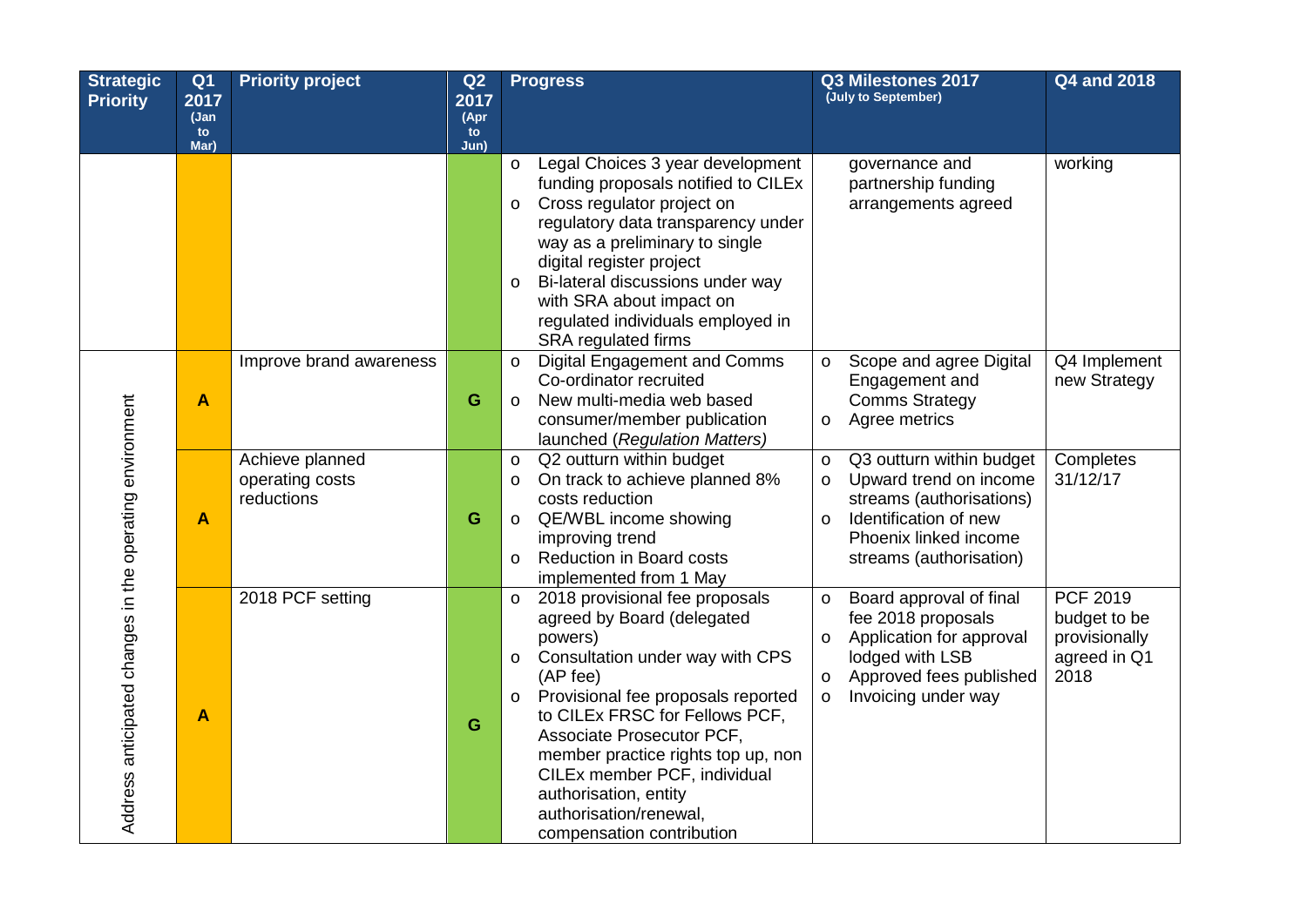| Strategic Priority | Q1 2017 (Jan to Mar) | Priority project | Q2 2017 (Apr to Jun) | Progress | Q3 Milestones 2017 (July to September) | Q4 and 2018 |
|---|---|---|---|---|---|---|
| | | | | o Legal Choices 3 year development funding proposals notified to CILEx<br>o Cross regulator project on regulatory data transparency under way as a preliminary to single digital register project<br>o Bi-lateral discussions under way with SRA about impact on regulated individuals employed in SRA regulated firms | governance and partnership funding arrangements agreed | working |
| Address anticipated changes in the operating environment | A | Improve brand awareness | G | o Digital Engagement and Comms Co-ordinator recruited<br>o New multi-media web based consumer/member publication launched (*Regulation Matters*) | o Scope and agree Digital Engagement and Comms Strategy<br>o Agree metrics | Q4 Implement new Strategy |
| | A | Achieve planned operating costs reductions | G | o Q2 outturn within budget<br>o On track to achieve planned 8% costs reduction<br>o QE/WBL income showing improving trend<br>o Reduction in Board costs implemented from 1 May | o Q3 outturn within budget<br>o Upward trend on income streams (authorisations)<br>o Identification of new Phoenix linked income streams (authorisation) | Completes 31/12/17 |
| | A | 2018 PCF setting | G | o 2018 provisional fee proposals agreed by Board (delegated powers)<br>o Consultation under way with CPS (AP fee)<br>o Provisional fee proposals reported to CILEx FRSC for Fellows PCF, Associate Prosecutor PCF, member practice rights top up, non CILEx member PCF, individual authorisation, entity authorisation/renewal, compensation contribution | o Board approval of final fee 2018 proposals<br>o Application for approval lodged with LSB<br>o Approved fees published<br>o Invoicing under way | PCF 2019 budget to be provisionally agreed in Q1 2018 |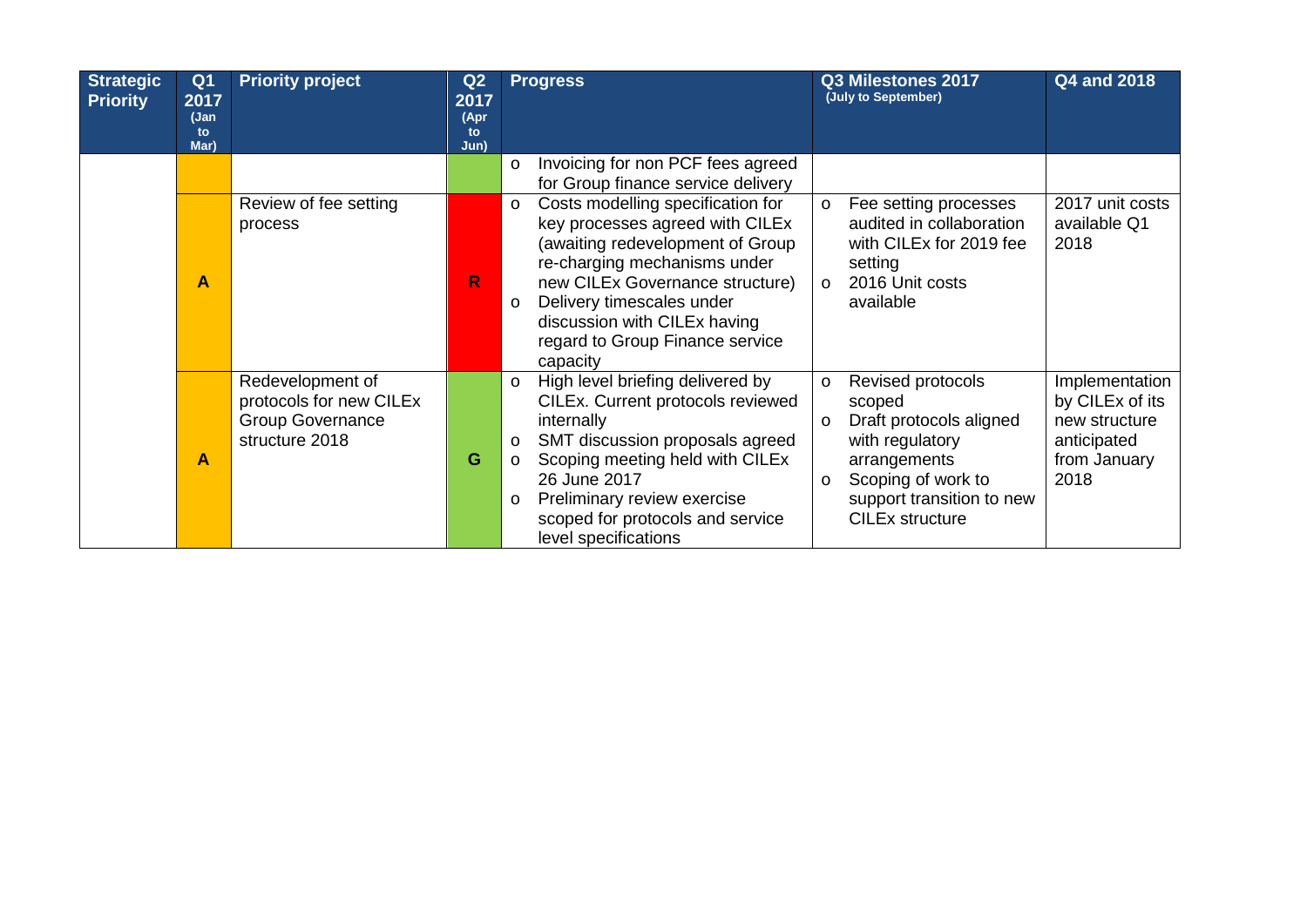| Strategic Priority | Q1 2017 (Jan to Mar) | Priority project | Q2 2017 (Apr to Jun) | Progress | Q3 Milestones 2017 (July to September) | Q4 and 2018 |
|---|---|---|---|---|---|---|
| | | | | o Invoicing for non PCF fees agreed for Group finance service delivery | | |
| | A | Review of fee setting process | R | o Costs modelling specification for key processes agreed with CILEx (awaiting redevelopment of Group re-charging mechanisms under new CILEx Governance structure)<br>o Delivery timescales under discussion with CILEx having regard to Group Finance service capacity | o Fee setting processes audited in collaboration with CILEx for 2019 fee setting<br>o 2016 Unit costs available | 2017 unit costs available Q1 2018 |
| | A | Redevelopment of protocols for new CILEx Group Governance structure 2018 | G | o High level briefing delivered by CILEx. Current protocols reviewed internally<br>o SMT discussion proposals agreed<br>o Scoping meeting held with CILEx 26 June 2017<br>o Preliminary review exercise scoped for protocols and service level specifications | o Revised protocols scoped<br>o Draft protocols aligned with regulatory arrangements<br>o Scoping of work to support transition to new CILEx structure | Implementation by CILEx of its new structure anticipated from January 2018 |